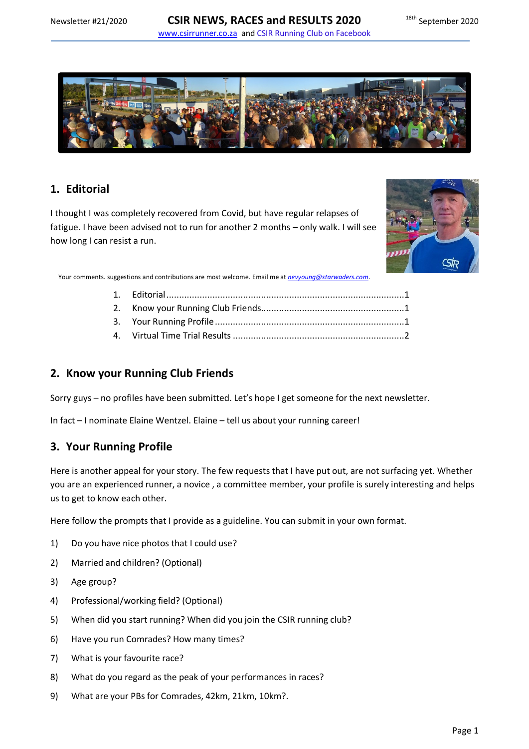Newsletter #21/2020 **CSIR NEWS, RACES and RESULTS 2020** 18th September 2020

www.csirrunner.co.za and CSIR Running Club on Facebook

## 1. Editorial

I thought I was completely recovered from Covid, but have regular relapses of fatigue. I have been advised not to run for another 2 months – only walk. I will see how long I can resist a run.

Your comments. suggestions and contributions are most welcome. Email me at *nevyoung@starwaders.com*.

1. Editorial ........................................................................................1
2. Know your Running Club Friends.......................................................1
3. Your Running Profile .........................................................................1
4. Virtual Time Trial Results ..................................................................2

## 2. Know your Running Club Friends

Sorry guys – no profiles have been submitted. Let's hope I get someone for the next newsletter.

In fact – I nominate Elaine Wentzel. Elaine – tell us about your running career!

## 3. Your Running Profile

Here is another appeal for your story. The few requests that I have put out, are not surfacing yet. Whether you are an experienced runner, a novice , a committee member, your profile is surely interesting and helps us to get to know each other.

Here follow the prompts that I provide as a guideline. You can submit in your own format.

1) Do you have nice photos that I could use?
2) Married and children? (Optional)
3) Age group?
4) Professional/working field? (Optional)
5) When did you start running? When did you join the CSIR running club?
6) Have you run Comrades? How many times?
7) What is your favourite race?
8) What do you regard as the peak of your performances in races?
9) What are your PBs for Comrades, 42km, 21km, 10km?.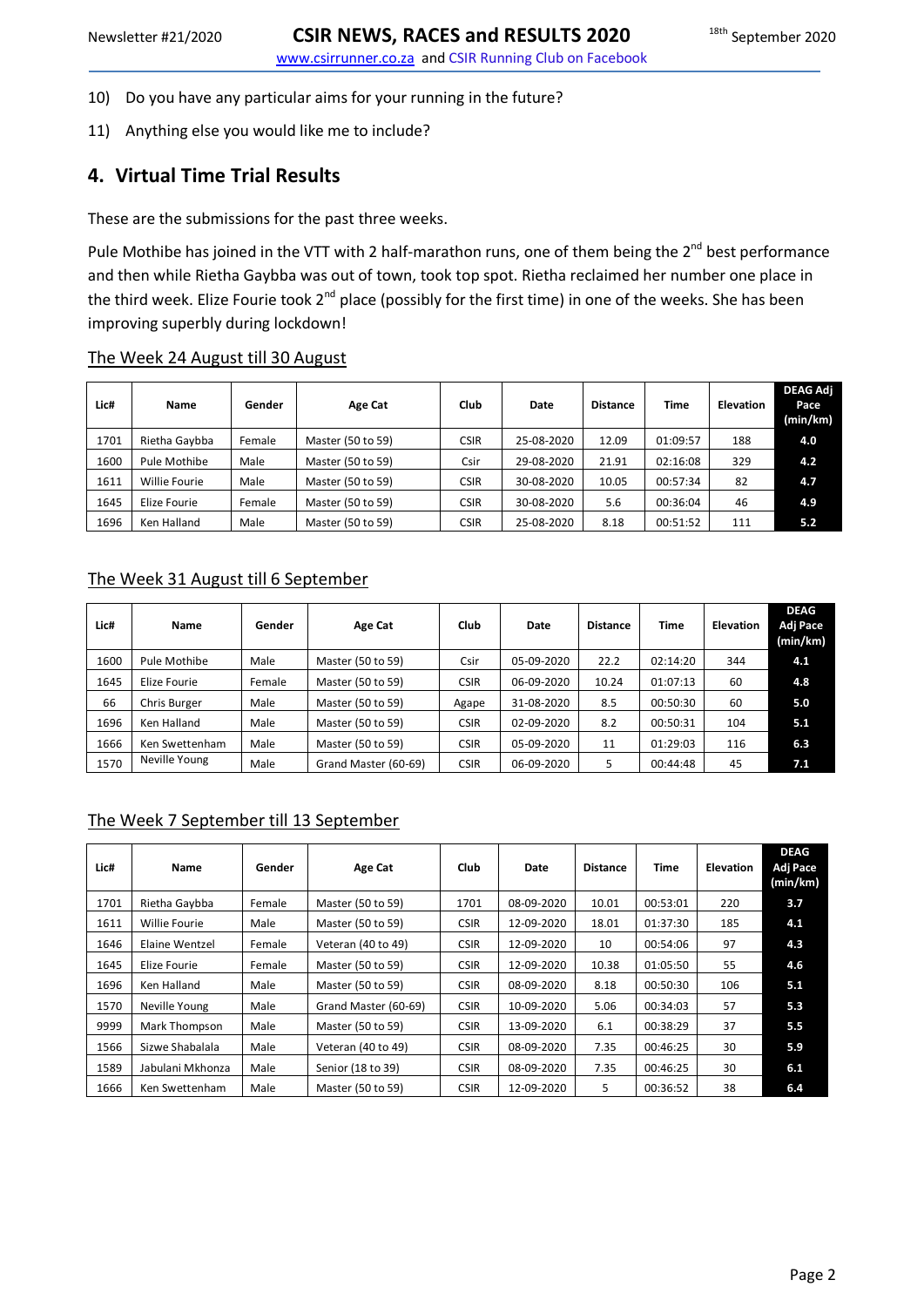10) Do you have any particular aims for your running in the future?

11) Anything else you would like me to include?

## 4. Virtual Time Trial Results

These are the submissions for the past three weeks.

Pule Mothibe has joined in the VTT with 2 half-marathon runs, one of them being the 2nd best performance and then while Rietha Gaybba was out of town, took top spot. Rietha reclaimed her number one place in the third week. Elize Fourie took 2nd place (possibly for the first time) in one of the weeks. She has been improving superbly during lockdown!

### The Week 24 August till 30 August

| Lic# | Name | Gender | Age Cat | Club | Date | Distance | Time | Elevation | DEAG Adj Pace (min/km) |
|---|---|---|---|---|---|---|---|---|---|
| 1701 | Rietha Gaybba | Female | Master (50 to 59) | CSIR | 25-08-2020 | 12.09 | 01:09:57 | 188 | 4.0 |
| 1600 | Pule Mothibe | Male | Master (50 to 59) | Csir | 29-08-2020 | 21.91 | 02:16:08 | 329 | 4.2 |
| 1611 | Willie Fourie | Male | Master (50 to 59) | CSIR | 30-08-2020 | 10.05 | 00:57:34 | 82 | 4.7 |
| 1645 | Elize Fourie | Female | Master (50 to 59) | CSIR | 30-08-2020 | 5.6 | 00:36:04 | 46 | 4.9 |
| 1696 | Ken Halland | Male | Master (50 to 59) | CSIR | 25-08-2020 | 8.18 | 00:51:52 | 111 | 5.2 |

### The Week 31 August till 6 September

| Lic# | Name | Gender | Age Cat | Club | Date | Distance | Time | Elevation | DEAG Adj Pace (min/km) |
|---|---|---|---|---|---|---|---|---|---|
| 1600 | Pule Mothibe | Male | Master (50 to 59) | Csir | 05-09-2020 | 22.2 | 02:14:20 | 344 | 4.1 |
| 1645 | Elize Fourie | Female | Master (50 to 59) | CSIR | 06-09-2020 | 10.24 | 01:07:13 | 60 | 4.8 |
| 66 | Chris Burger | Male | Master (50 to 59) | Agape | 31-08-2020 | 8.5 | 00:50:30 | 60 | 5.0 |
| 1696 | Ken Halland | Male | Master (50 to 59) | CSIR | 02-09-2020 | 8.2 | 00:50:31 | 104 | 5.1 |
| 1666 | Ken Swettenham | Male | Master (50 to 59) | CSIR | 05-09-2020 | 11 | 01:29:03 | 116 | 6.3 |
| 1570 | Neville Young | Male | Grand Master (60-69) | CSIR | 06-09-2020 | 5 | 00:44:48 | 45 | 7.1 |

### The Week 7 September till 13 September

| Lic# | Name | Gender | Age Cat | Club | Date | Distance | Time | Elevation | DEAG Adj Pace (min/km) |
|---|---|---|---|---|---|---|---|---|---|
| 1701 | Rietha Gaybba | Female | Master (50 to 59) | 1701 | 08-09-2020 | 10.01 | 00:53:01 | 220 | 3.7 |
| 1611 | Willie Fourie | Male | Master (50 to 59) | CSIR | 12-09-2020 | 18.01 | 01:37:30 | 185 | 4.1 |
| 1646 | Elaine Wentzel | Female | Veteran (40 to 49) | CSIR | 12-09-2020 | 10 | 00:54:06 | 97 | 4.3 |
| 1645 | Elize Fourie | Female | Master (50 to 59) | CSIR | 12-09-2020 | 10.38 | 01:05:50 | 55 | 4.6 |
| 1696 | Ken Halland | Male | Master (50 to 59) | CSIR | 08-09-2020 | 8.18 | 00:50:30 | 106 | 5.1 |
| 1570 | Neville Young | Male | Grand Master (60-69) | CSIR | 10-09-2020 | 5.06 | 00:34:03 | 57 | 5.3 |
| 9999 | Mark Thompson | Male | Master (50 to 59) | CSIR | 13-09-2020 | 6.1 | 00:38:29 | 37 | 5.5 |
| 1566 | Sizwe Shabalala | Male | Veteran (40 to 49) | CSIR | 08-09-2020 | 7.35 | 00:46:25 | 30 | 5.9 |
| 1589 | Jabulani Mkhonza | Male | Senior (18 to 39) | CSIR | 08-09-2020 | 7.35 | 00:46:25 | 30 | 6.1 |
| 1666 | Ken Swettenham | Male | Master (50 to 59) | CSIR | 12-09-2020 | 5 | 00:36:52 | 38 | 6.4 |